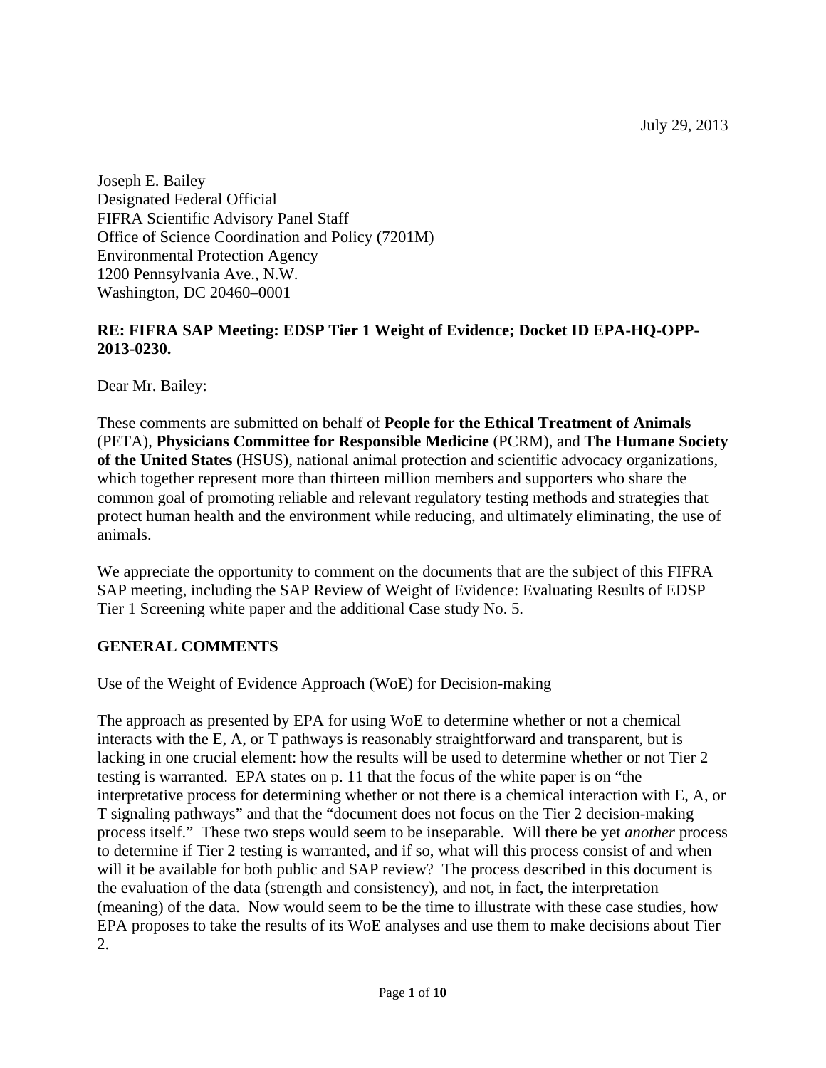July 29, 2013

Joseph E. Bailey
Designated Federal Official
FIFRA Scientific Advisory Panel Staff
Office of Science Coordination and Policy (7201M)
Environmental Protection Agency
1200 Pennsylvania Ave., N.W.
Washington, DC 20460–0001

**RE: FIFRA SAP Meeting: EDSP Tier 1 Weight of Evidence; Docket ID EPA-HQ-OPP-2013-0230.**

Dear Mr. Bailey:

These comments are submitted on behalf of **People for the Ethical Treatment of Animals** (PETA), **Physicians Committee for Responsible Medicine** (PCRM), and **The Humane Society of the United States** (HSUS), national animal protection and scientific advocacy organizations, which together represent more than thirteen million members and supporters who share the common goal of promoting reliable and relevant regulatory testing methods and strategies that protect human health and the environment while reducing, and ultimately eliminating, the use of animals.

We appreciate the opportunity to comment on the documents that are the subject of this FIFRA SAP meeting, including the SAP Review of Weight of Evidence: Evaluating Results of EDSP Tier 1 Screening white paper and the additional Case study No. 5.

## GENERAL COMMENTS

### Use of the Weight of Evidence Approach (WoE) for Decision-making

The approach as presented by EPA for using WoE to determine whether or not a chemical interacts with the E, A, or T pathways is reasonably straightforward and transparent, but is lacking in one crucial element: how the results will be used to determine whether or not Tier 2 testing is warranted. EPA states on p. 11 that the focus of the white paper is on "the interpretative process for determining whether or not there is a chemical interaction with E, A, or T signaling pathways" and that the "document does not focus on the Tier 2 decision-making process itself." These two steps would seem to be inseparable. Will there be yet *another* process to determine if Tier 2 testing is warranted, and if so, what will this process consist of and when will it be available for both public and SAP review? The process described in this document is the evaluation of the data (strength and consistency), and not, in fact, the interpretation (meaning) of the data. Now would seem to be the time to illustrate with these case studies, how EPA proposes to take the results of its WoE analyses and use them to make decisions about Tier 2.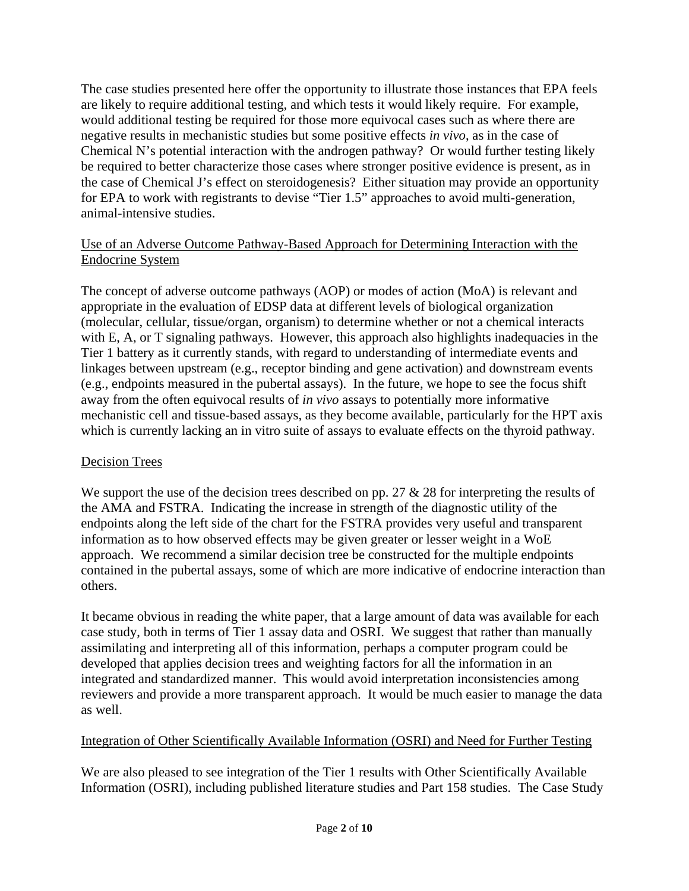The case studies presented here offer the opportunity to illustrate those instances that EPA feels are likely to require additional testing, and which tests it would likely require. For example, would additional testing be required for those more equivocal cases such as where there are negative results in mechanistic studies but some positive effects *in vivo*, as in the case of Chemical N's potential interaction with the androgen pathway? Or would further testing likely be required to better characterize those cases where stronger positive evidence is present, as in the case of Chemical J's effect on steroidogenesis? Either situation may provide an opportunity for EPA to work with registrants to devise "Tier 1.5" approaches to avoid multi-generation, animal-intensive studies.

<u>Use of an Adverse Outcome Pathway-Based Approach for Determining Interaction with the Endocrine System</u>

The concept of adverse outcome pathways (AOP) or modes of action (MoA) is relevant and appropriate in the evaluation of EDSP data at different levels of biological organization (molecular, cellular, tissue/organ, organism) to determine whether or not a chemical interacts with E, A, or T signaling pathways. However, this approach also highlights inadequacies in the Tier 1 battery as it currently stands, with regard to understanding of intermediate events and linkages between upstream (e.g., receptor binding and gene activation) and downstream events (e.g., endpoints measured in the pubertal assays). In the future, we hope to see the focus shift away from the often equivocal results of *in vivo* assays to potentially more informative mechanistic cell and tissue-based assays, as they become available, particularly for the HPT axis which is currently lacking an in vitro suite of assays to evaluate effects on the thyroid pathway.

<u>Decision Trees</u>

We support the use of the decision trees described on pp. 27 & 28 for interpreting the results of the AMA and FSTRA. Indicating the increase in strength of the diagnostic utility of the endpoints along the left side of the chart for the FSTRA provides very useful and transparent information as to how observed effects may be given greater or lesser weight in a WoE approach. We recommend a similar decision tree be constructed for the multiple endpoints contained in the pubertal assays, some of which are more indicative of endocrine interaction than others.

It became obvious in reading the white paper, that a large amount of data was available for each case study, both in terms of Tier 1 assay data and OSRI. We suggest that rather than manually assimilating and interpreting all of this information, perhaps a computer program could be developed that applies decision trees and weighting factors for all the information in an integrated and standardized manner. This would avoid interpretation inconsistencies among reviewers and provide a more transparent approach. It would be much easier to manage the data as well.

<u>Integration of Other Scientifically Available Information (OSRI) and Need for Further Testing</u>

We are also pleased to see integration of the Tier 1 results with Other Scientifically Available Information (OSRI), including published literature studies and Part 158 studies. The Case Study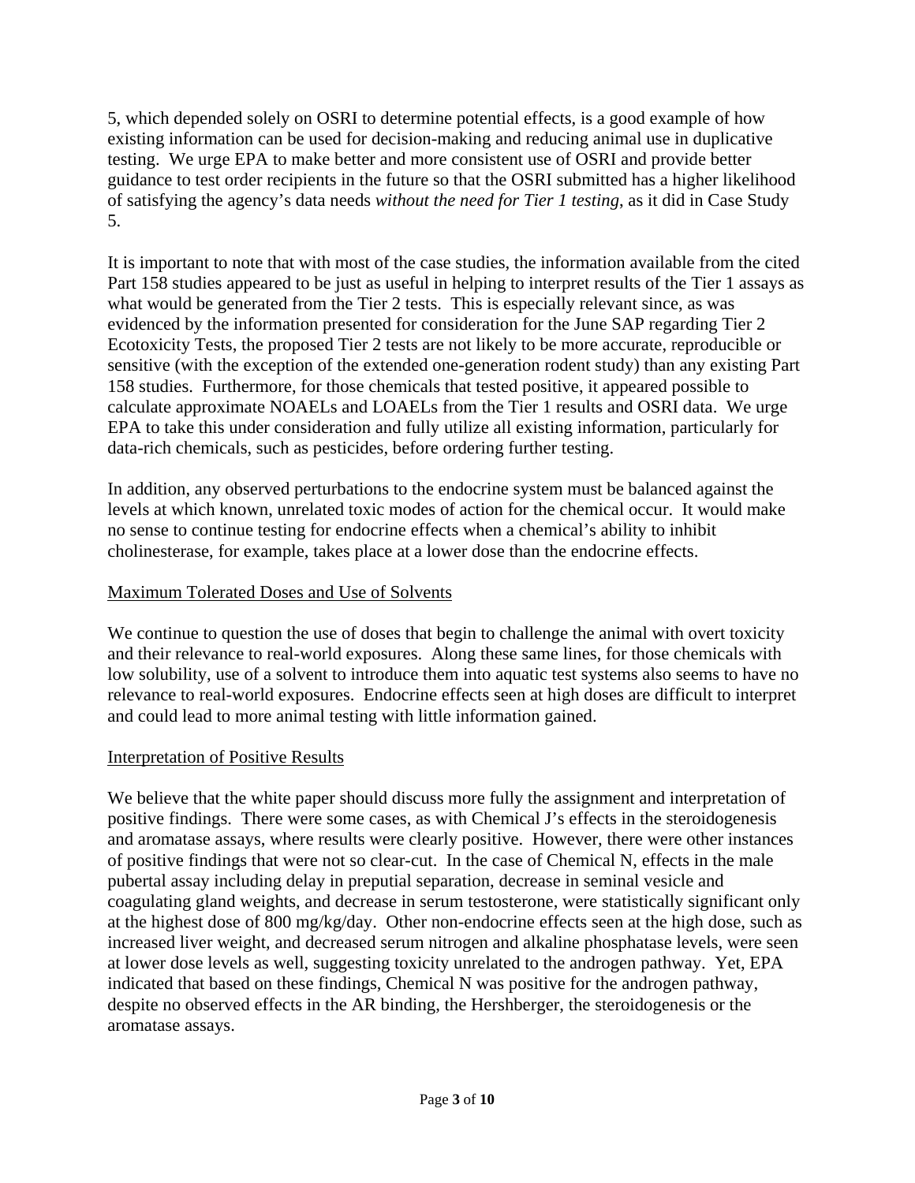5, which depended solely on OSRI to determine potential effects, is a good example of how existing information can be used for decision-making and reducing animal use in duplicative testing. We urge EPA to make better and more consistent use of OSRI and provide better guidance to test order recipients in the future so that the OSRI submitted has a higher likelihood of satisfying the agency's data needs *without the need for Tier 1 testing*, as it did in Case Study 5.

It is important to note that with most of the case studies, the information available from the cited Part 158 studies appeared to be just as useful in helping to interpret results of the Tier 1 assays as what would be generated from the Tier 2 tests. This is especially relevant since, as was evidenced by the information presented for consideration for the June SAP regarding Tier 2 Ecotoxicity Tests, the proposed Tier 2 tests are not likely to be more accurate, reproducible or sensitive (with the exception of the extended one-generation rodent study) than any existing Part 158 studies. Furthermore, for those chemicals that tested positive, it appeared possible to calculate approximate NOAELs and LOAELs from the Tier 1 results and OSRI data. We urge EPA to take this under consideration and fully utilize all existing information, particularly for data-rich chemicals, such as pesticides, before ordering further testing.

In addition, any observed perturbations to the endocrine system must be balanced against the levels at which known, unrelated toxic modes of action for the chemical occur. It would make no sense to continue testing for endocrine effects when a chemical's ability to inhibit cholinesterase, for example, takes place at a lower dose than the endocrine effects.

## Maximum Tolerated Doses and Use of Solvents

We continue to question the use of doses that begin to challenge the animal with overt toxicity and their relevance to real-world exposures. Along these same lines, for those chemicals with low solubility, use of a solvent to introduce them into aquatic test systems also seems to have no relevance to real-world exposures. Endocrine effects seen at high doses are difficult to interpret and could lead to more animal testing with little information gained.

## Interpretation of Positive Results

We believe that the white paper should discuss more fully the assignment and interpretation of positive findings. There were some cases, as with Chemical J's effects in the steroidogenesis and aromatase assays, where results were clearly positive. However, there were other instances of positive findings that were not so clear-cut. In the case of Chemical N, effects in the male pubertal assay including delay in preputial separation, decrease in seminal vesicle and coagulating gland weights, and decrease in serum testosterone, were statistically significant only at the highest dose of 800 mg/kg/day. Other non-endocrine effects seen at the high dose, such as increased liver weight, and decreased serum nitrogen and alkaline phosphatase levels, were seen at lower dose levels as well, suggesting toxicity unrelated to the androgen pathway. Yet, EPA indicated that based on these findings, Chemical N was positive for the androgen pathway, despite no observed effects in the AR binding, the Hershberger, the steroidogenesis or the aromatase assays.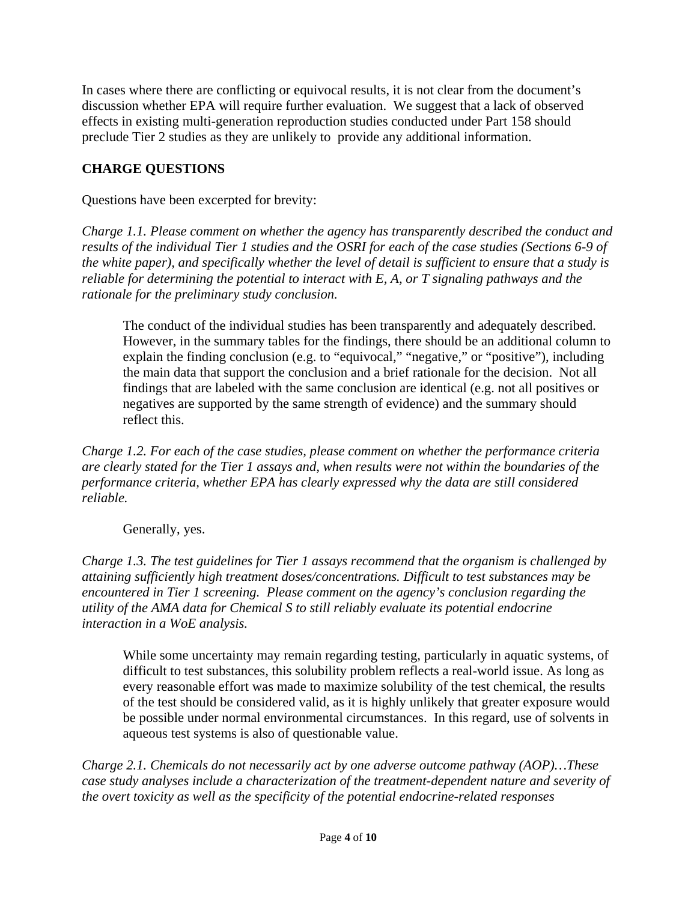In cases where there are conflicting or equivocal results, it is not clear from the document's discussion whether EPA will require further evaluation. We suggest that a lack of observed effects in existing multi-generation reproduction studies conducted under Part 158 should preclude Tier 2 studies as they are unlikely to provide any additional information.

## CHARGE QUESTIONS

Questions have been excerpted for brevity:

*Charge 1.1. Please comment on whether the agency has transparently described the conduct and results of the individual Tier 1 studies and the OSRI for each of the case studies (Sections 6-9 of the white paper), and specifically whether the level of detail is sufficient to ensure that a study is reliable for determining the potential to interact with E, A, or T signaling pathways and the rationale for the preliminary study conclusion.*

> The conduct of the individual studies has been transparently and adequately described. However, in the summary tables for the findings, there should be an additional column to explain the finding conclusion (e.g. to "equivocal," "negative," or "positive"), including the main data that support the conclusion and a brief rationale for the decision. Not all findings that are labeled with the same conclusion are identical (e.g. not all positives or negatives are supported by the same strength of evidence) and the summary should reflect this.

*Charge 1.2. For each of the case studies, please comment on whether the performance criteria are clearly stated for the Tier 1 assays and, when results were not within the boundaries of the performance criteria, whether EPA has clearly expressed why the data are still considered reliable.*

> Generally, yes.

*Charge 1.3. The test guidelines for Tier 1 assays recommend that the organism is challenged by attaining sufficiently high treatment doses/concentrations. Difficult to test substances may be encountered in Tier 1 screening. Please comment on the agency's conclusion regarding the utility of the AMA data for Chemical S to still reliably evaluate its potential endocrine interaction in a WoE analysis.*

> While some uncertainty may remain regarding testing, particularly in aquatic systems, of difficult to test substances, this solubility problem reflects a real-world issue. As long as every reasonable effort was made to maximize solubility of the test chemical, the results of the test should be considered valid, as it is highly unlikely that greater exposure would be possible under normal environmental circumstances. In this regard, use of solvents in aqueous test systems is also of questionable value.

*Charge 2.1. Chemicals do not necessarily act by one adverse outcome pathway (AOP)…These case study analyses include a characterization of the treatment-dependent nature and severity of the overt toxicity as well as the specificity of the potential endocrine-related responses*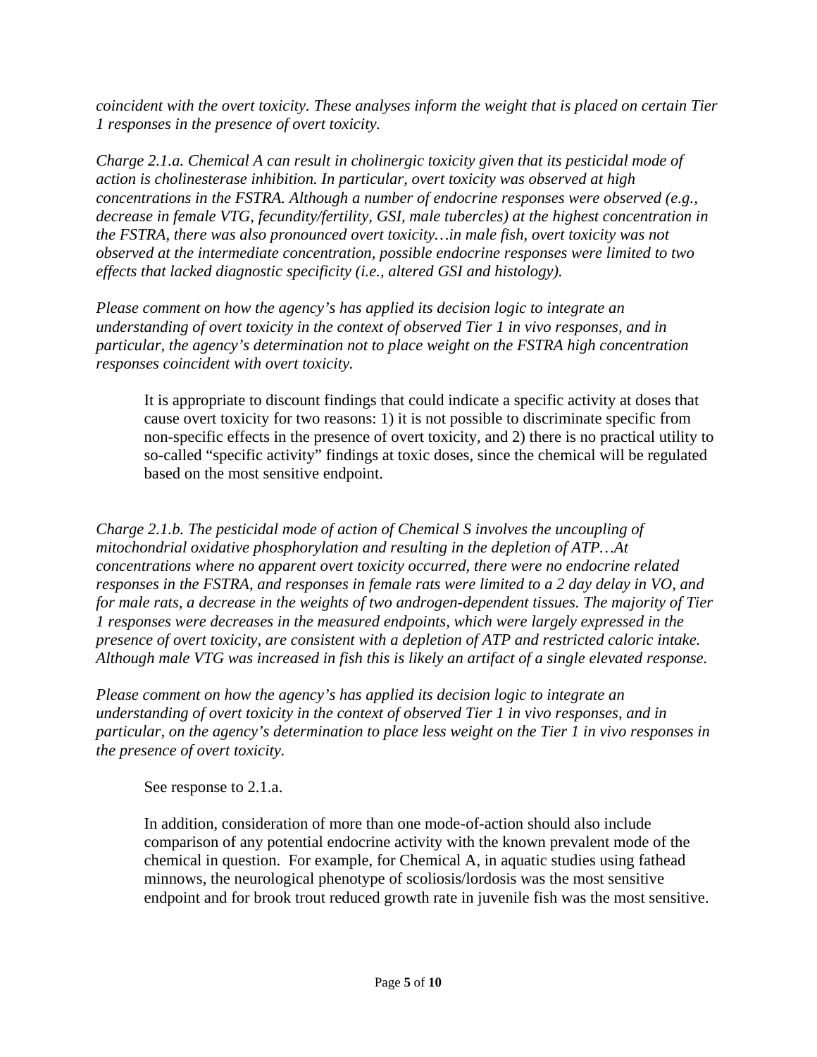*coincident with the overt toxicity. These analyses inform the weight that is placed on certain Tier 1 responses in the presence of overt toxicity.*

*Charge 2.1.a. Chemical A can result in cholinergic toxicity given that its pesticidal mode of action is cholinesterase inhibition. In particular, overt toxicity was observed at high concentrations in the FSTRA. Although a number of endocrine responses were observed (e.g., decrease in female VTG, fecundity/fertility, GSI, male tubercles) at the highest concentration in the FSTRA, there was also pronounced overt toxicity…in male fish, overt toxicity was not observed at the intermediate concentration, possible endocrine responses were limited to two effects that lacked diagnostic specificity (i.e., altered GSI and histology).*

*Please comment on how the agency's has applied its decision logic to integrate an understanding of overt toxicity in the context of observed Tier 1 in vivo responses, and in particular, the agency's determination not to place weight on the FSTRA high concentration responses coincident with overt toxicity.*

> It is appropriate to discount findings that could indicate a specific activity at doses that cause overt toxicity for two reasons: 1) it is not possible to discriminate specific from non-specific effects in the presence of overt toxicity, and 2) there is no practical utility to so-called "specific activity" findings at toxic doses, since the chemical will be regulated based on the most sensitive endpoint.

*Charge 2.1.b. The pesticidal mode of action of Chemical S involves the uncoupling of mitochondrial oxidative phosphorylation and resulting in the depletion of ATP…At concentrations where no apparent overt toxicity occurred, there were no endocrine related responses in the FSTRA, and responses in female rats were limited to a 2 day delay in VO, and for male rats, a decrease in the weights of two androgen-dependent tissues. The majority of Tier 1 responses were decreases in the measured endpoints, which were largely expressed in the presence of overt toxicity, are consistent with a depletion of ATP and restricted caloric intake. Although male VTG was increased in fish this is likely an artifact of a single elevated response.*

*Please comment on how the agency's has applied its decision logic to integrate an understanding of overt toxicity in the context of observed Tier 1 in vivo responses, and in particular, on the agency's determination to place less weight on the Tier 1 in vivo responses in the presence of overt toxicity.*

> See response to 2.1.a.
>
> In addition, consideration of more than one mode-of-action should also include comparison of any potential endocrine activity with the known prevalent mode of the chemical in question. For example, for Chemical A, in aquatic studies using fathead minnows, the neurological phenotype of scoliosis/lordosis was the most sensitive endpoint and for brook trout reduced growth rate in juvenile fish was the most sensitive.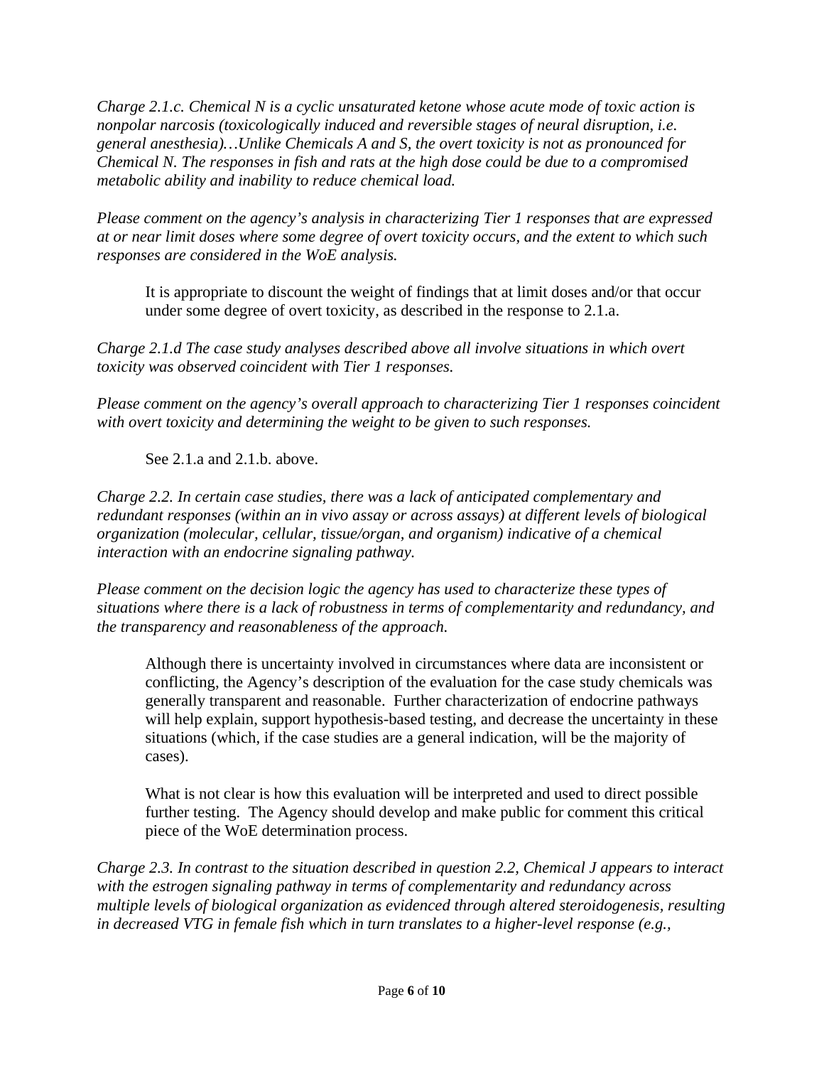*Charge 2.1.c. Chemical N is a cyclic unsaturated ketone whose acute mode of toxic action is nonpolar narcosis (toxicologically induced and reversible stages of neural disruption, i.e. general anesthesia)…Unlike Chemicals A and S, the overt toxicity is not as pronounced for Chemical N. The responses in fish and rats at the high dose could be due to a compromised metabolic ability and inability to reduce chemical load.*

*Please comment on the agency's analysis in characterizing Tier 1 responses that are expressed at or near limit doses where some degree of overt toxicity occurs, and the extent to which such responses are considered in the WoE analysis.*

> It is appropriate to discount the weight of findings that at limit doses and/or that occur under some degree of overt toxicity, as described in the response to 2.1.a.

*Charge 2.1.d The case study analyses described above all involve situations in which overt toxicity was observed coincident with Tier 1 responses.*

*Please comment on the agency's overall approach to characterizing Tier 1 responses coincident with overt toxicity and determining the weight to be given to such responses.*

> See 2.1.a and 2.1.b. above.

*Charge 2.2. In certain case studies, there was a lack of anticipated complementary and redundant responses (within an in vivo assay or across assays) at different levels of biological organization (molecular, cellular, tissue/organ, and organism) indicative of a chemical interaction with an endocrine signaling pathway.*

*Please comment on the decision logic the agency has used to characterize these types of situations where there is a lack of robustness in terms of complementarity and redundancy, and the transparency and reasonableness of the approach.*

> Although there is uncertainty involved in circumstances where data are inconsistent or conflicting, the Agency's description of the evaluation for the case study chemicals was generally transparent and reasonable. Further characterization of endocrine pathways will help explain, support hypothesis-based testing, and decrease the uncertainty in these situations (which, if the case studies are a general indication, will be the majority of cases).
>
> What is not clear is how this evaluation will be interpreted and used to direct possible further testing. The Agency should develop and make public for comment this critical piece of the WoE determination process.

*Charge 2.3. In contrast to the situation described in question 2.2, Chemical J appears to interact with the estrogen signaling pathway in terms of complementarity and redundancy across multiple levels of biological organization as evidenced through altered steroidogenesis, resulting in decreased VTG in female fish which in turn translates to a higher-level response (e.g.,*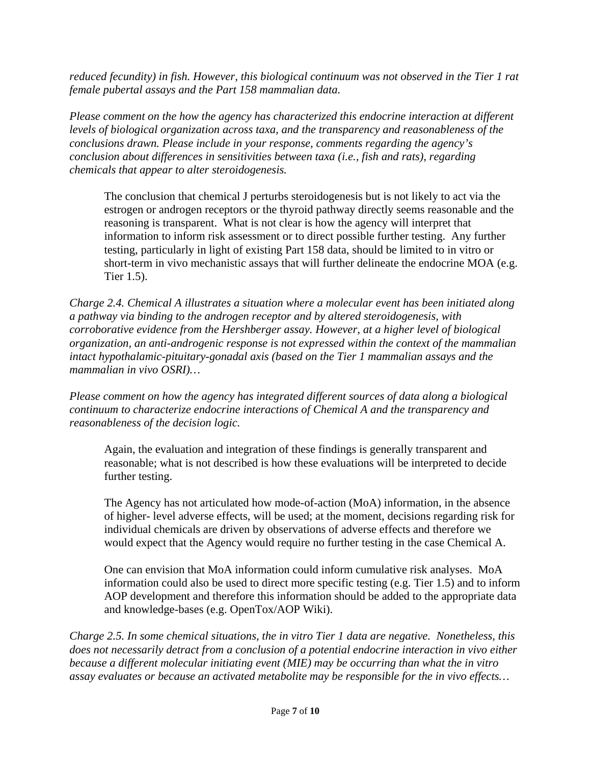*reduced fecundity) in fish. However, this biological continuum was not observed in the Tier 1 rat female pubertal assays and the Part 158 mammalian data.*

*Please comment on the how the agency has characterized this endocrine interaction at different levels of biological organization across taxa, and the transparency and reasonableness of the conclusions drawn. Please include in your response, comments regarding the agency's conclusion about differences in sensitivities between taxa (i.e., fish and rats), regarding chemicals that appear to alter steroidogenesis.*

> The conclusion that chemical J perturbs steroidogenesis but is not likely to act via the estrogen or androgen receptors or the thyroid pathway directly seems reasonable and the reasoning is transparent. What is not clear is how the agency will interpret that information to inform risk assessment or to direct possible further testing. Any further testing, particularly in light of existing Part 158 data, should be limited to in vitro or short-term in vivo mechanistic assays that will further delineate the endocrine MOA (e.g. Tier 1.5).

*Charge 2.4. Chemical A illustrates a situation where a molecular event has been initiated along a pathway via binding to the androgen receptor and by altered steroidogenesis, with corroborative evidence from the Hershberger assay. However, at a higher level of biological organization, an anti-androgenic response is not expressed within the context of the mammalian intact hypothalamic-pituitary-gonadal axis (based on the Tier 1 mammalian assays and the mammalian in vivo OSRI)…*

*Please comment on how the agency has integrated different sources of data along a biological continuum to characterize endocrine interactions of Chemical A and the transparency and reasonableness of the decision logic.*

> Again, the evaluation and integration of these findings is generally transparent and reasonable; what is not described is how these evaluations will be interpreted to decide further testing.
>
> The Agency has not articulated how mode-of-action (MoA) information, in the absence of higher- level adverse effects, will be used; at the moment, decisions regarding risk for individual chemicals are driven by observations of adverse effects and therefore we would expect that the Agency would require no further testing in the case Chemical A.
>
> One can envision that MoA information could inform cumulative risk analyses. MoA information could also be used to direct more specific testing (e.g. Tier 1.5) and to inform AOP development and therefore this information should be added to the appropriate data and knowledge-bases (e.g. OpenTox/AOP Wiki).

*Charge 2.5. In some chemical situations, the in vitro Tier 1 data are negative. Nonetheless, this does not necessarily detract from a conclusion of a potential endocrine interaction in vivo either because a different molecular initiating event (MIE) may be occurring than what the in vitro assay evaluates or because an activated metabolite may be responsible for the in vivo effects…*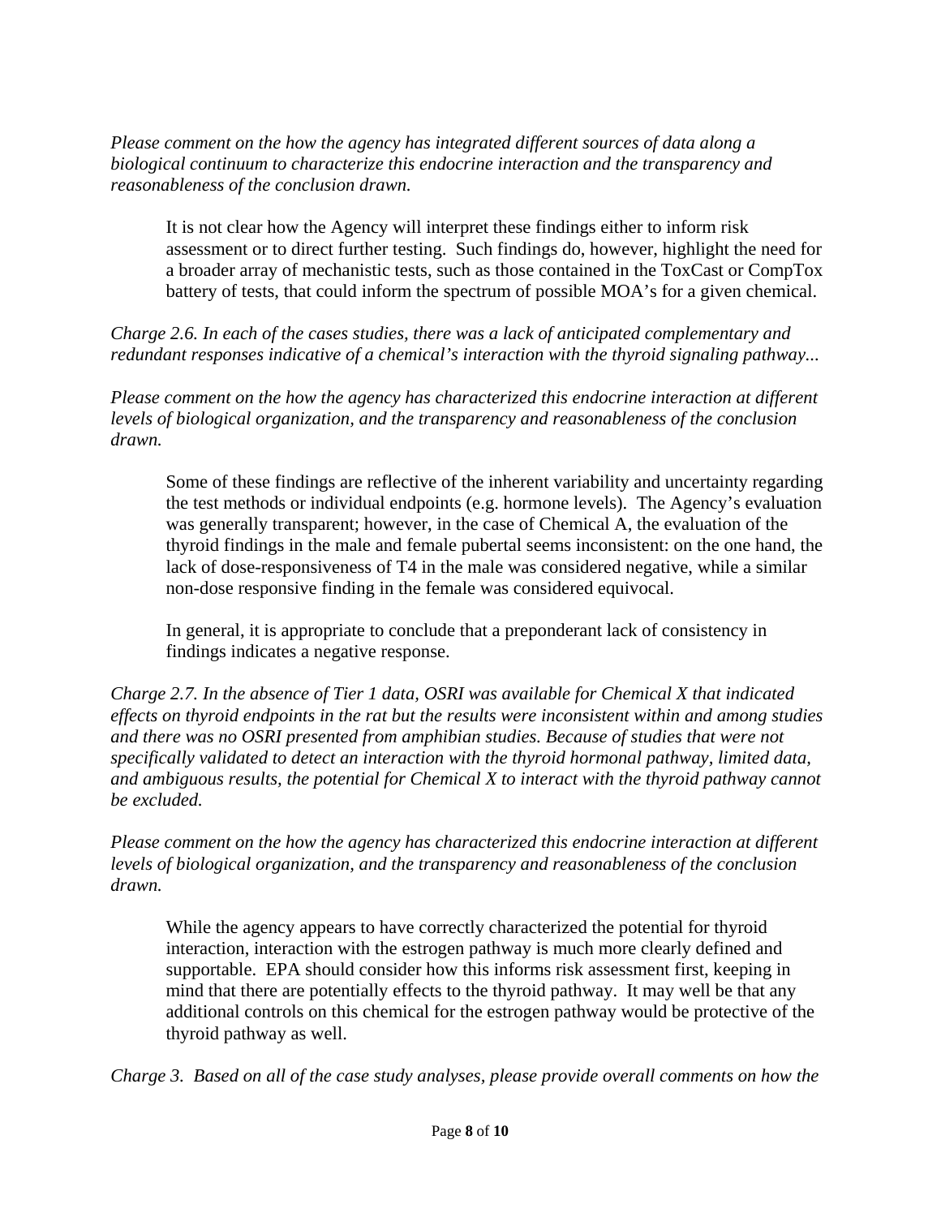*Please comment on the how the agency has integrated different sources of data along a biological continuum to characterize this endocrine interaction and the transparency and reasonableness of the conclusion drawn.*

> It is not clear how the Agency will interpret these findings either to inform risk assessment or to direct further testing. Such findings do, however, highlight the need for a broader array of mechanistic tests, such as those contained in the ToxCast or CompTox battery of tests, that could inform the spectrum of possible MOA's for a given chemical.

*Charge 2.6. In each of the cases studies, there was a lack of anticipated complementary and redundant responses indicative of a chemical's interaction with the thyroid signaling pathway...*

*Please comment on the how the agency has characterized this endocrine interaction at different levels of biological organization, and the transparency and reasonableness of the conclusion drawn.*

> Some of these findings are reflective of the inherent variability and uncertainty regarding the test methods or individual endpoints (e.g. hormone levels). The Agency's evaluation was generally transparent; however, in the case of Chemical A, the evaluation of the thyroid findings in the male and female pubertal seems inconsistent: on the one hand, the lack of dose-responsiveness of T4 in the male was considered negative, while a similar non-dose responsive finding in the female was considered equivocal.
>
> In general, it is appropriate to conclude that a preponderant lack of consistency in findings indicates a negative response.

*Charge 2.7. In the absence of Tier 1 data, OSRI was available for Chemical X that indicated effects on thyroid endpoints in the rat but the results were inconsistent within and among studies and there was no OSRI presented from amphibian studies. Because of studies that were not specifically validated to detect an interaction with the thyroid hormonal pathway, limited data, and ambiguous results, the potential for Chemical X to interact with the thyroid pathway cannot be excluded.*

*Please comment on the how the agency has characterized this endocrine interaction at different levels of biological organization, and the transparency and reasonableness of the conclusion drawn.*

> While the agency appears to have correctly characterized the potential for thyroid interaction, interaction with the estrogen pathway is much more clearly defined and supportable. EPA should consider how this informs risk assessment first, keeping in mind that there are potentially effects to the thyroid pathway. It may well be that any additional controls on this chemical for the estrogen pathway would be protective of the thyroid pathway as well.

*Charge 3. Based on all of the case study analyses, please provide overall comments on how the*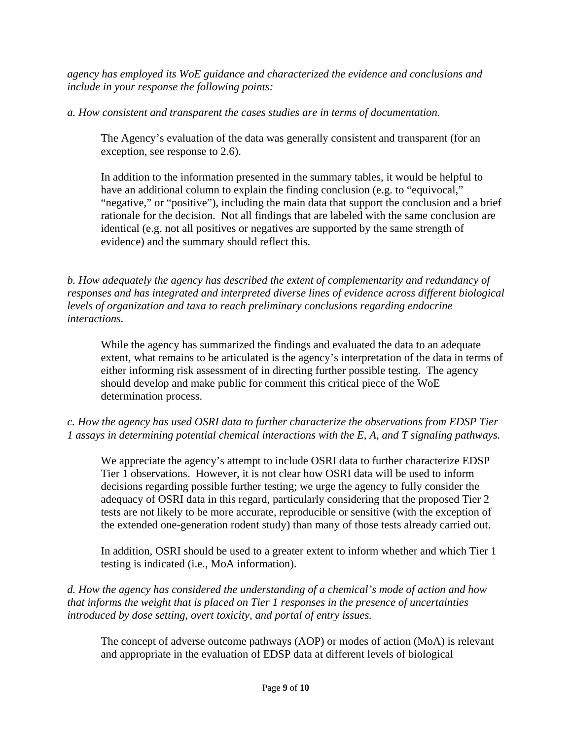*agency has employed its WoE guidance and characterized the evidence and conclusions and include in your response the following points:*

*a. How consistent and transparent the cases studies are in terms of documentation.*

The Agency's evaluation of the data was generally consistent and transparent (for an exception, see response to 2.6).

In addition to the information presented in the summary tables, it would be helpful to have an additional column to explain the finding conclusion (e.g. to "equivocal," "negative," or "positive"), including the main data that support the conclusion and a brief rationale for the decision. Not all findings that are labeled with the same conclusion are identical (e.g. not all positives or negatives are supported by the same strength of evidence) and the summary should reflect this.

*b. How adequately the agency has described the extent of complementarity and redundancy of responses and has integrated and interpreted diverse lines of evidence across different biological levels of organization and taxa to reach preliminary conclusions regarding endocrine interactions.*

While the agency has summarized the findings and evaluated the data to an adequate extent, what remains to be articulated is the agency's interpretation of the data in terms of either informing risk assessment of in directing further possible testing. The agency should develop and make public for comment this critical piece of the WoE determination process.

*c. How the agency has used OSRI data to further characterize the observations from EDSP Tier 1 assays in determining potential chemical interactions with the E, A, and T signaling pathways.*

We appreciate the agency's attempt to include OSRI data to further characterize EDSP Tier 1 observations. However, it is not clear how OSRI data will be used to inform decisions regarding possible further testing; we urge the agency to fully consider the adequacy of OSRI data in this regard, particularly considering that the proposed Tier 2 tests are not likely to be more accurate, reproducible or sensitive (with the exception of the extended one-generation rodent study) than many of those tests already carried out.

In addition, OSRI should be used to a greater extent to inform whether and which Tier 1 testing is indicated (i.e., MoA information).

*d. How the agency has considered the understanding of a chemical's mode of action and how that informs the weight that is placed on Tier 1 responses in the presence of uncertainties introduced by dose setting, overt toxicity, and portal of entry issues.*

The concept of adverse outcome pathways (AOP) or modes of action (MoA) is relevant and appropriate in the evaluation of EDSP data at different levels of biological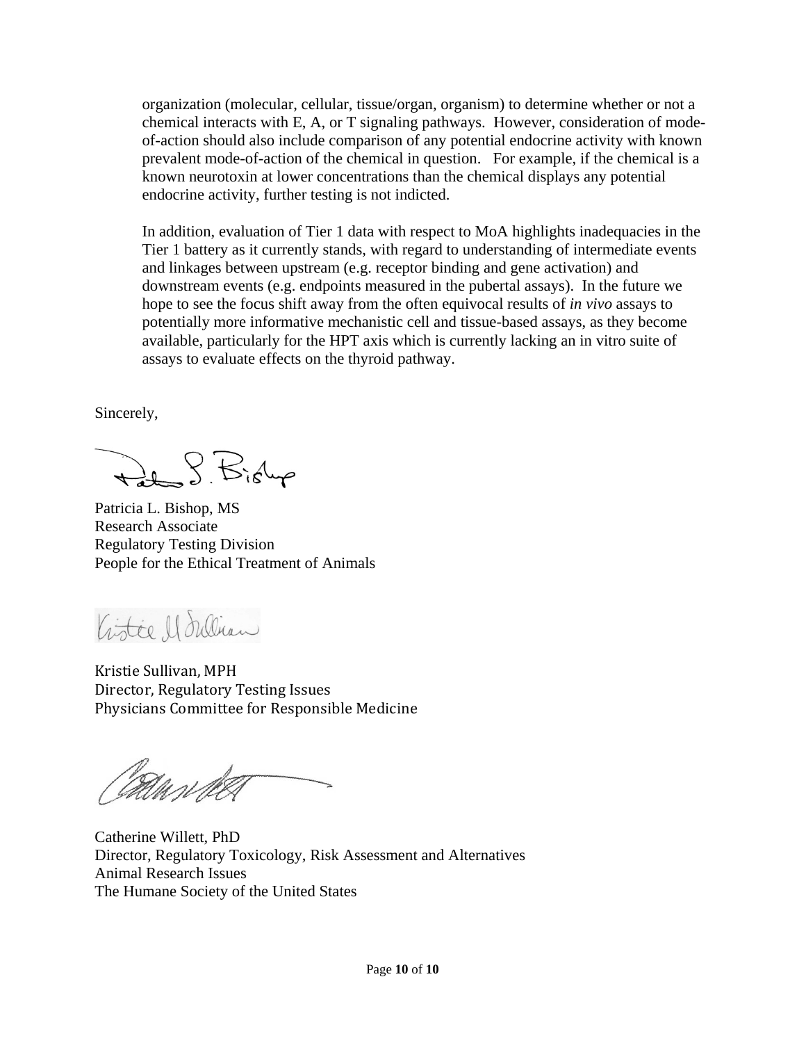organization (molecular, cellular, tissue/organ, organism) to determine whether or not a chemical interacts with E, A, or T signaling pathways. However, consideration of mode-of-action should also include comparison of any potential endocrine activity with known prevalent mode-of-action of the chemical in question. For example, if the chemical is a known neurotoxin at lower concentrations than the chemical displays any potential endocrine activity, further testing is not indicted.

In addition, evaluation of Tier 1 data with respect to MoA highlights inadequacies in the Tier 1 battery as it currently stands, with regard to understanding of intermediate events and linkages between upstream (e.g. receptor binding and gene activation) and downstream events (e.g. endpoints measured in the pubertal assays). In the future we hope to see the focus shift away from the often equivocal results of *in vivo* assays to potentially more informative mechanistic cell and tissue-based assays, as they become available, particularly for the HPT axis which is currently lacking an in vitro suite of assays to evaluate effects on the thyroid pathway.

Sincerely,

Patricia L. Bishop, MS
Research Associate
Regulatory Testing Division
People for the Ethical Treatment of Animals

Kristie Sullivan, MPH
Director, Regulatory Testing Issues
Physicians Committee for Responsible Medicine

Catherine Willett, PhD
Director, Regulatory Toxicology, Risk Assessment and Alternatives
Animal Research Issues
The Humane Society of the United States